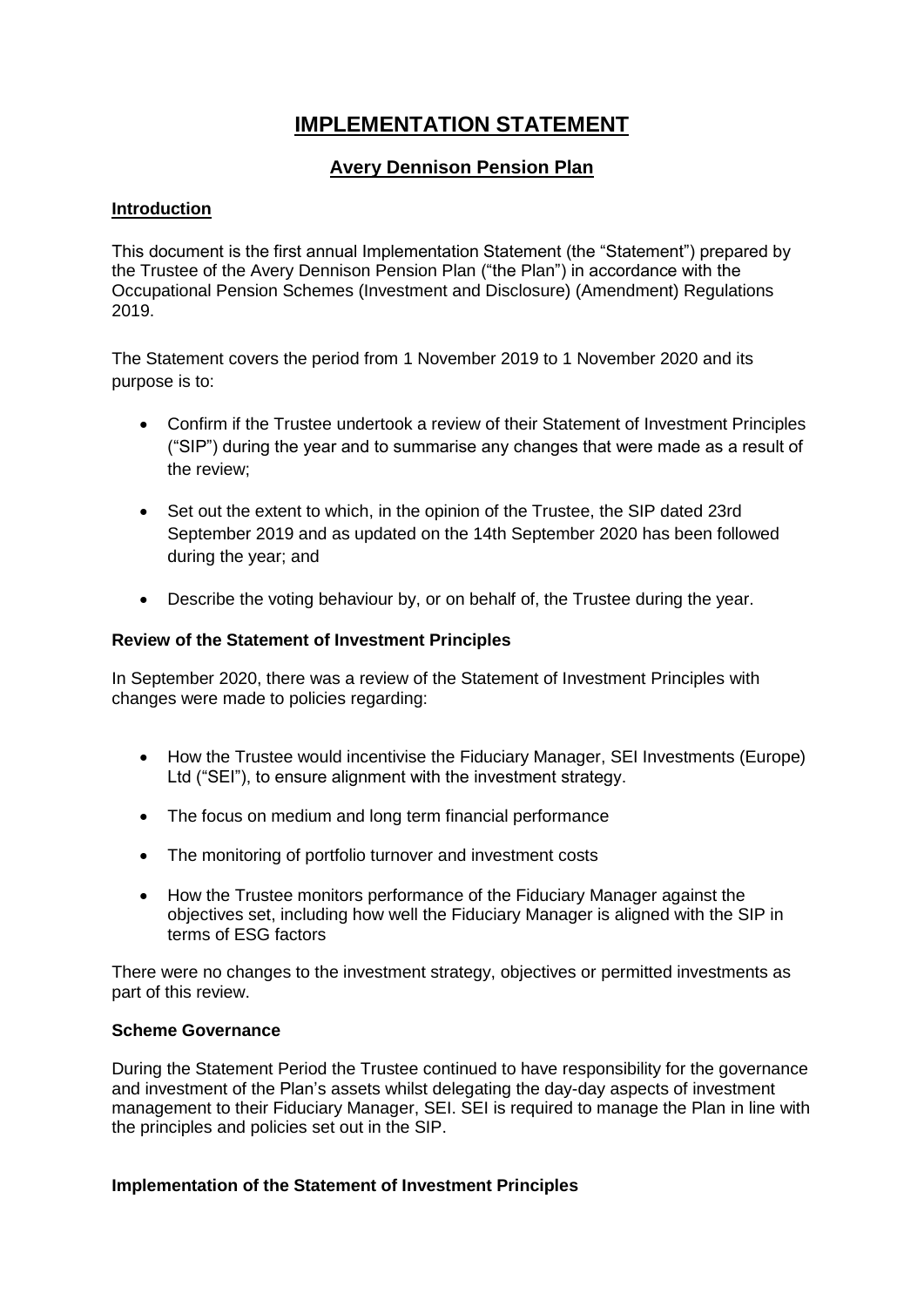# IMPLEMENTATION STATEMENT

## Avery Dennison Pension Plan

### Introduction

This document is the first annual Implementation Statement (the "Statement") prepared by the Trustee of the Avery Dennison Pension Plan ("the Plan") in accordance with the Occupational Pension Schemes (Investment and Disclosure) (Amendment) Regulations 2019.

The Statement covers the period from 1 November 2019 to 1 November 2020 and its purpose is to:

- Confirm if the Trustee undertook a review of their Statement of Investment Principles ("SIP") during the year and to summarise any changes that were made as a result of the review;
- Set out the extent to which, in the opinion of the Trustee, the SIP dated 23rd September 2019 and as updated on the 14th September 2020 has been followed during the year; and
- Describe the voting behaviour by, or on behalf of, the Trustee during the year.

### Review of the Statement of Investment Principles

In September 2020, there was a review of the Statement of Investment Principles with changes were made to policies regarding:

- How the Trustee would incentivise the Fiduciary Manager, SEI Investments (Europe) Ltd ("SEI"), to ensure alignment with the investment strategy.
- The focus on medium and long term financial performance
- The monitoring of portfolio turnover and investment costs
- How the Trustee monitors performance of the Fiduciary Manager against the objectives set, including how well the Fiduciary Manager is aligned with the SIP in terms of ESG factors

There were no changes to the investment strategy, objectives or permitted investments as part of this review.

### Scheme Governance

During the Statement Period the Trustee continued to have responsibility for the governance and investment of the Plan's assets whilst delegating the day-day aspects of investment management to their Fiduciary Manager, SEI. SEI is required to manage the Plan in line with the principles and policies set out in the SIP.

### Implementation of the Statement of Investment Principles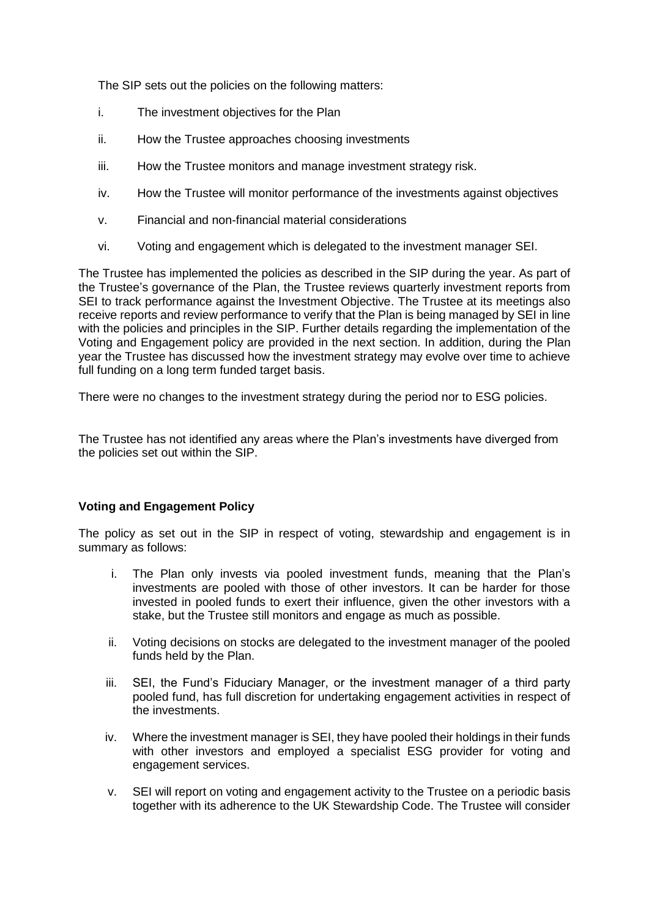The SIP sets out the policies on the following matters:

i. The investment objectives for the Plan

ii. How the Trustee approaches choosing investments

iii. How the Trustee monitors and manage investment strategy risk.

iv. How the Trustee will monitor performance of the investments against objectives

v. Financial and non-financial material considerations

vi. Voting and engagement which is delegated to the investment manager SEI.

The Trustee has implemented the policies as described in the SIP during the year. As part of the Trustee's governance of the Plan, the Trustee reviews quarterly investment reports from SEI to track performance against the Investment Objective. The Trustee at its meetings also receive reports and review performance to verify that the Plan is being managed by SEI in line with the policies and principles in the SIP. Further details regarding the implementation of the Voting and Engagement policy are provided in the next section. In addition, during the Plan year the Trustee has discussed how the investment strategy may evolve over time to achieve full funding on a long term funded target basis.

There were no changes to the investment strategy during the period nor to ESG policies.

The Trustee has not identified any areas where the Plan's investments have diverged from the policies set out within the SIP.

**Voting and Engagement Policy**

The policy as set out in the SIP in respect of voting, stewardship and engagement is in summary as follows:

i. The Plan only invests via pooled investment funds, meaning that the Plan's investments are pooled with those of other investors. It can be harder for those invested in pooled funds to exert their influence, given the other investors with a stake, but the Trustee still monitors and engage as much as possible.

ii. Voting decisions on stocks are delegated to the investment manager of the pooled funds held by the Plan.

iii. SEI, the Fund's Fiduciary Manager, or the investment manager of a third party pooled fund, has full discretion for undertaking engagement activities in respect of the investments.

iv. Where the investment manager is SEI, they have pooled their holdings in their funds with other investors and employed a specialist ESG provider for voting and engagement services.

v. SEI will report on voting and engagement activity to the Trustee on a periodic basis together with its adherence to the UK Stewardship Code. The Trustee will consider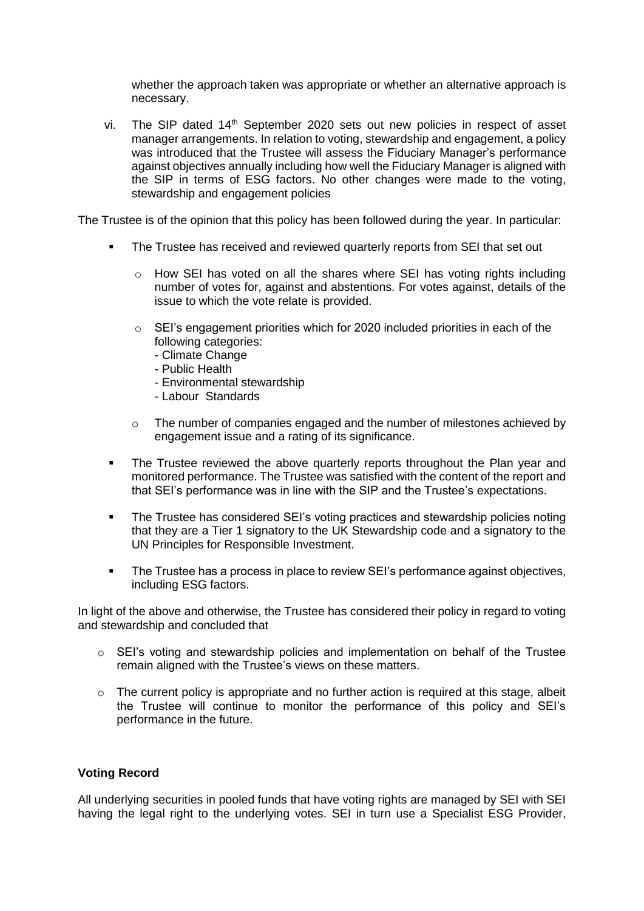whether the approach taken was appropriate or whether an alternative approach is necessary.

vi. The SIP dated 14th September 2020 sets out new policies in respect of asset manager arrangements. In relation to voting, stewardship and engagement, a policy was introduced that the Trustee will assess the Fiduciary Manager's performance against objectives annually including how well the Fiduciary Manager is aligned with the SIP in terms of ESG factors. No other changes were made to the voting, stewardship and engagement policies

The Trustee is of the opinion that this policy has been followed during the year. In particular:

- The Trustee has received and reviewed quarterly reports from SEI that set out
  - How SEI has voted on all the shares where SEI has voting rights including number of votes for, against and abstentions. For votes against, details of the issue to which the vote relate is provided.
  - SEI's engagement priorities which for 2020 included priorities in each of the following categories:
    - Climate Change
    - Public Health
    - Environmental stewardship
    - Labour Standards
  - The number of companies engaged and the number of milestones achieved by engagement issue and a rating of its significance.
- The Trustee reviewed the above quarterly reports throughout the Plan year and monitored performance. The Trustee was satisfied with the content of the report and that SEI's performance was in line with the SIP and the Trustee's expectations.
- The Trustee has considered SEI's voting practices and stewardship policies noting that they are a Tier 1 signatory to the UK Stewardship code and a signatory to the UN Principles for Responsible Investment.
- The Trustee has a process in place to review SEI's performance against objectives, including ESG factors.

In light of the above and otherwise, the Trustee has considered their policy in regard to voting and stewardship and concluded that

- SEI's voting and stewardship policies and implementation on behalf of the Trustee remain aligned with the Trustee's views on these matters.
- The current policy is appropriate and no further action is required at this stage, albeit the Trustee will continue to monitor the performance of this policy and SEI's performance in the future.

**Voting Record**

All underlying securities in pooled funds that have voting rights are managed by SEI with SEI having the legal right to the underlying votes. SEI in turn use a Specialist ESG Provider,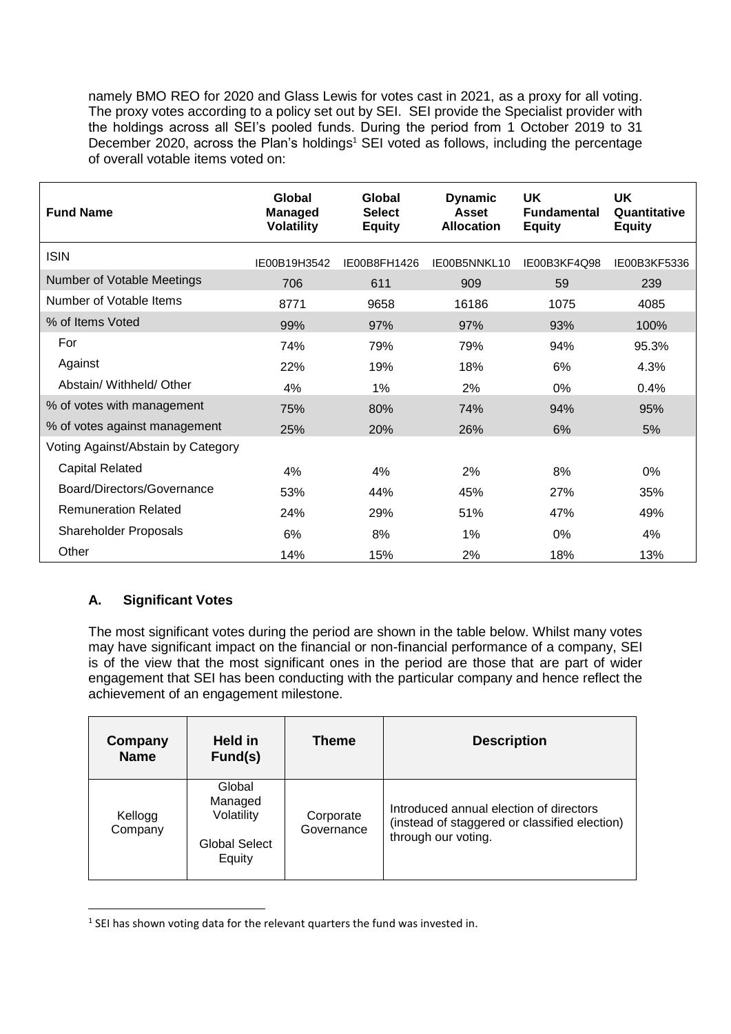namely BMO REO for 2020 and Glass Lewis for votes cast in 2021, as a proxy for all voting. The proxy votes according to a policy set out by SEI. SEI provide the Specialist provider with the holdings across all SEI's pooled funds. During the period from 1 October 2019 to 31 December 2020, across the Plan's holdings[1] SEI voted as follows, including the percentage of overall votable items voted on:

| Fund Name | Global Managed Volatility | Global Select Equity | Dynamic Asset Allocation | UK Fundamental Equity | UK Quantitative Equity |
|---|---|---|---|---|---|
| ISIN | IE00B19H3542 | IE00B8FH1426 | IE00B5NNKL10 | IE00B3KF4Q98 | IE00B3KF5336 |
| Number of Votable Meetings | 706 | 611 | 909 | 59 | 239 |
| Number of Votable Items | 8771 | 9658 | 16186 | 1075 | 4085 |
| % of Items Voted | 99% | 97% | 97% | 93% | 100% |
| For | 74% | 79% | 79% | 94% | 95.3% |
| Against | 22% | 19% | 18% | 6% | 4.3% |
| Abstain/ Withheld/ Other | 4% | 1% | 2% | 0% | 0.4% |
| % of votes with management | 75% | 80% | 74% | 94% | 95% |
| % of votes against management | 25% | 20% | 26% | 6% | 5% |
| Voting Against/Abstain by Category | | | | | |
| Capital Related | 4% | 4% | 2% | 8% | 0% |
| Board/Directors/Governance | 53% | 44% | 45% | 27% | 35% |
| Remuneration Related | 24% | 29% | 51% | 47% | 49% |
| Shareholder Proposals | 6% | 8% | 1% | 0% | 4% |
| Other | 14% | 15% | 2% | 18% | 13% |

### A. Significant Votes

The most significant votes during the period are shown in the table below. Whilst many votes may have significant impact on the financial or non-financial performance of a company, SEI is of the view that the most significant ones in the period are those that are part of wider engagement that SEI has been conducting with the particular company and hence reflect the achievement of an engagement milestone.

| Company Name | Held in Fund(s) | Theme | Description |
|---|---|---|---|
| Kellogg Company | Global Managed Volatility<br><br>Global Select Equity | Corporate Governance | Introduced annual election of directors (instead of staggered or classified election) through our voting. |

[1] SEI has shown voting data for the relevant quarters the fund was invested in.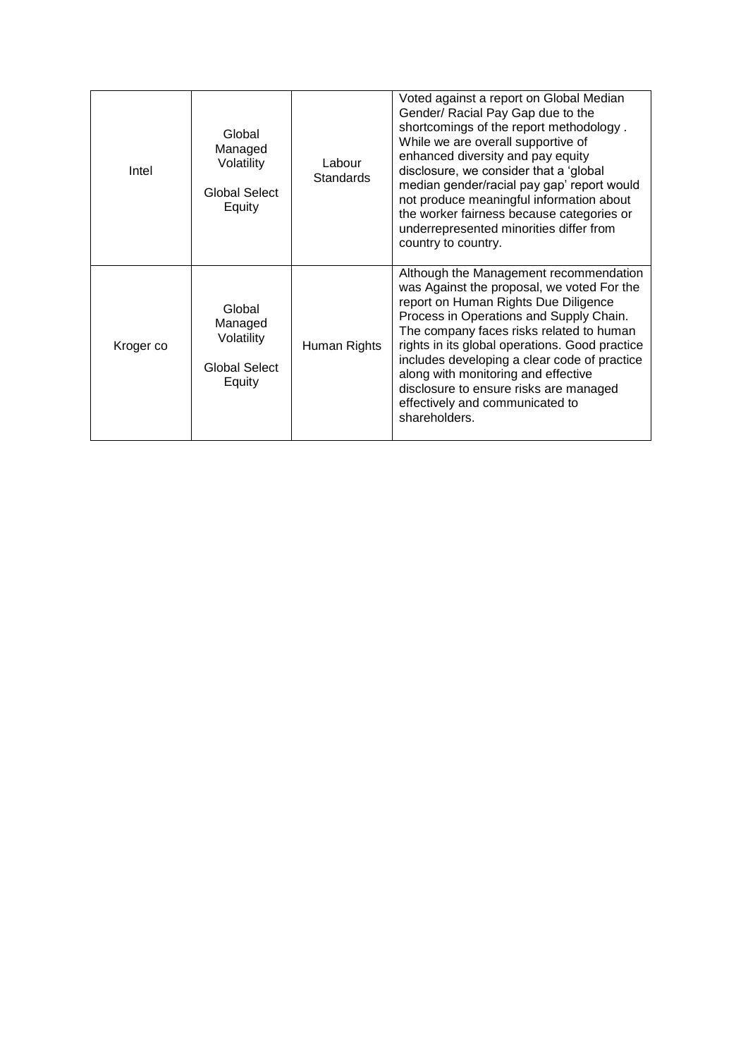| | | | |
|---|---|---|---|
| Intel | Global Managed Volatility<br><br>Global Select Equity | Labour Standards | Voted against a report on Global Median Gender/ Racial Pay Gap due to the shortcomings of the report methodology . While we are overall supportive of enhanced diversity and pay equity disclosure, we consider that a 'global median gender/racial pay gap' report would not produce meaningful information about the worker fairness because categories or underrepresented minorities differ from country to country. |
| Kroger co | Global Managed Volatility<br><br>Global Select Equity | Human Rights | Although the Management recommendation was Against the proposal, we voted For the report on Human Rights Due Diligence Process in Operations and Supply Chain. The company faces risks related to human rights in its global operations. Good practice includes developing a clear code of practice along with monitoring and effective disclosure to ensure risks are managed effectively and communicated to shareholders. |